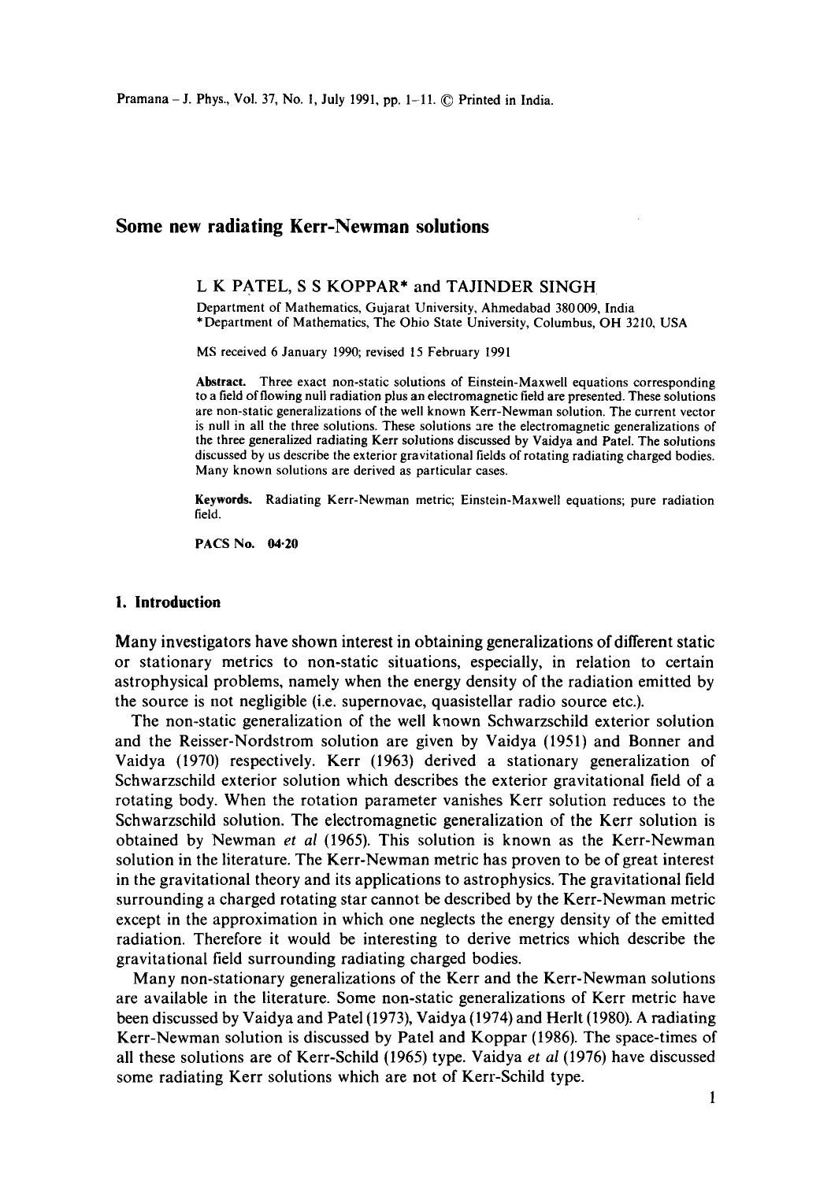# Some new radiating Kerr-Newman solutions

L K PATEL, S S KOPPAR* and TAJINDER SINGH

Department of Mathematics, Gujarat University, Ahmedabad 380009, India
*Department of Mathematics, The Ohio State University, Columbus, OH 3210, USA

MS received 6 January 1990; revised 15 February 1991

**Abstract.** Three exact non-static solutions of Einstein-Maxwell equations corresponding to a field of flowing null radiation plus an electromagnetic field are presented. These solutions are non-static generalizations of the well known Kerr-Newman solution. The current vector is null in all the three solutions. These solutions are the electromagnetic generalizations of the three generalized radiating Kerr solutions discussed by Vaidya and Patel. The solutions discussed by us describe the exterior gravitational fields of rotating radiating charged bodies. Many known solutions are derived as particular cases.

**Keywords.** Radiating Kerr-Newman metric; Einstein-Maxwell equations; pure radiation field.

**PACS No. 04·20**

## 1. Introduction

Many investigators have shown interest in obtaining generalizations of different static or stationary metrics to non-static situations, especially, in relation to certain astrophysical problems, namely when the energy density of the radiation emitted by the source is not negligible (i.e. supernovae, quasistellar radio source etc.).

The non-static generalization of the well known Schwarzschild exterior solution and the Reisser-Nordstrom solution are given by Vaidya (1951) and Bonner and Vaidya (1970) respectively. Kerr (1963) derived a stationary generalization of Schwarzschild exterior solution which describes the exterior gravitational field of a rotating body. When the rotation parameter vanishes Kerr solution reduces to the Schwarzschild solution. The electromagnetic generalization of the Kerr solution is obtained by Newman *et al* (1965). This solution is known as the Kerr-Newman solution in the literature. The Kerr-Newman metric has proven to be of great interest in the gravitational theory and its applications to astrophysics. The gravitational field surrounding a charged rotating star cannot be described by the Kerr-Newman metric except in the approximation in which one neglects the energy density of the emitted radiation. Therefore it would be interesting to derive metrics which describe the gravitational field surrounding radiating charged bodies.

Many non-stationary generalizations of the Kerr and the Kerr-Newman solutions are available in the literature. Some non-static generalizations of Kerr metric have been discussed by Vaidya and Patel (1973), Vaidya (1974) and Herlt (1980). A radiating Kerr-Newman solution is discussed by Patel and Koppar (1986). The space-times of all these solutions are of Kerr-Schild (1965) type. Vaidya *et al* (1976) have discussed some radiating Kerr solutions which are not of Kerr-Schild type.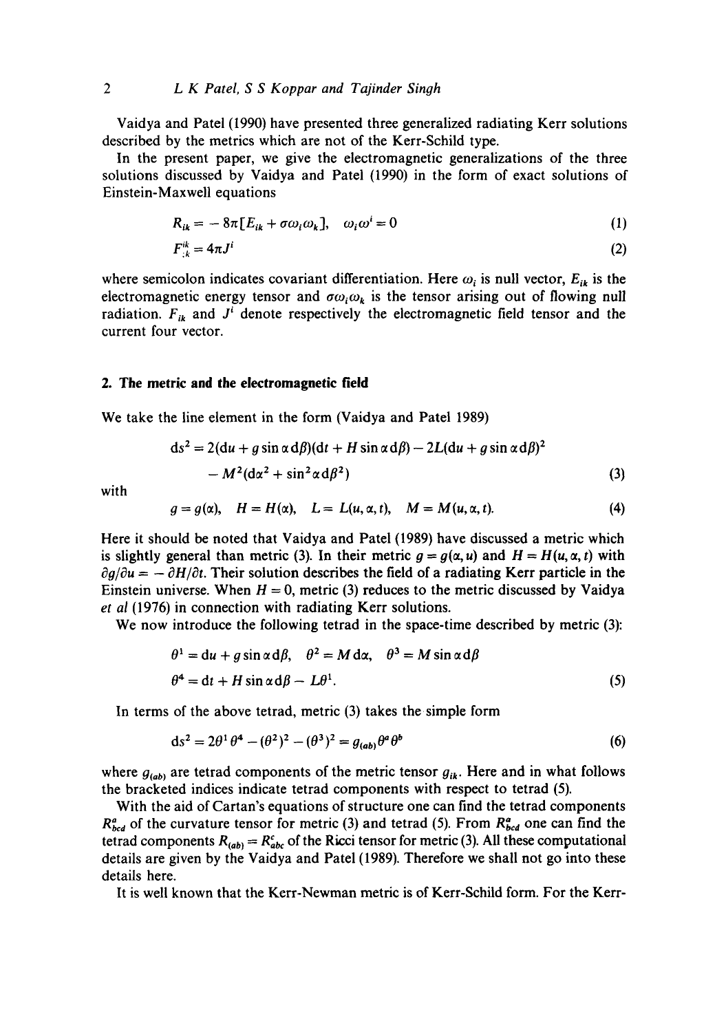Vaidya and Patel (1990) have presented three generalized radiating Kerr solutions described by the metrics which are not of the Kerr-Schild type.

In the present paper, we give the electromagnetic generalizations of the three solutions discussed by Vaidya and Patel (1990) in the form of exact solutions of Einstein-Maxwell equations

$$R_{ik} = -8\pi[E_{ik} + \sigma\omega_i\omega_k], \quad \omega_i\omega^i = 0 \tag{1}$$

$$F^{ik}_{;k} = 4\pi J^i \tag{2}$$

where semicolon indicates covariant differentiation. Here $\omega_i$ is null vector, $E_{ik}$ is the electromagnetic energy tensor and $\sigma\omega_i\omega_k$ is the tensor arising out of flowing null radiation. $F_{ik}$ and $J^i$ denote respectively the electromagnetic field tensor and the current four vector.

## 2. The metric and the electromagnetic field

We take the line element in the form (Vaidya and Patel 1989)

$$\mathrm{d}s^2 = 2(\mathrm{d}u + g\sin\alpha\,\mathrm{d}\beta)(\mathrm{d}t + H\sin\alpha\,\mathrm{d}\beta) - 2L(\mathrm{d}u + g\sin\alpha\,\mathrm{d}\beta)^2 - M^2(\mathrm{d}\alpha^2 + \sin^2\alpha\,\mathrm{d}\beta^2) \tag{3}$$

with

$$g = g(\alpha), \quad H = H(\alpha), \quad L = L(u, \alpha, t), \quad M = M(u, \alpha, t). \tag{4}$$

Here it should be noted that Vaidya and Patel (1989) have discussed a metric which is slightly general than metric (3). In their metric $g = g(\alpha, u)$ and $H = H(u, \alpha, t)$ with $\partial g/\partial u = -\partial H/\partial t$. Their solution describes the field of a radiating Kerr particle in the Einstein universe. When $H = 0$, metric (3) reduces to the metric discussed by Vaidya *et al* (1976) in connection with radiating Kerr solutions.

We now introduce the following tetrad in the space-time described by metric (3):

$$\theta^1 = \mathrm{d}u + g\sin\alpha\,\mathrm{d}\beta, \quad \theta^2 = M\,\mathrm{d}\alpha, \quad \theta^3 = M\sin\alpha\,\mathrm{d}\beta$$

$$\theta^4 = \mathrm{d}t + H\sin\alpha\,\mathrm{d}\beta - L\theta^1. \tag{5}$$

In terms of the above tetrad, metric (3) takes the simple form

$$\mathrm{d}s^2 = 2\theta^1\theta^4 - (\theta^2)^2 - (\theta^3)^2 = g_{(ab)}\theta^a\theta^b \tag{6}$$

where $g_{(ab)}$ are tetrad components of the metric tensor $g_{ik}$. Here and in what follows the bracketed indices indicate tetrad components with respect to tetrad (5).

With the aid of Cartan's equations of structure one can find the tetrad components $R^a_{bcd}$ of the curvature tensor for metric (3) and tetrad (5). From $R^a_{bcd}$ one can find the tetrad components $R_{(ab)} = R^c_{abc}$ of the Ricci tensor for metric (3). All these computational details are given by the Vaidya and Patel (1989). Therefore we shall not go into these details here.

It is well known that the Kerr-Newman metric is of Kerr-Schild form. For the Kerr-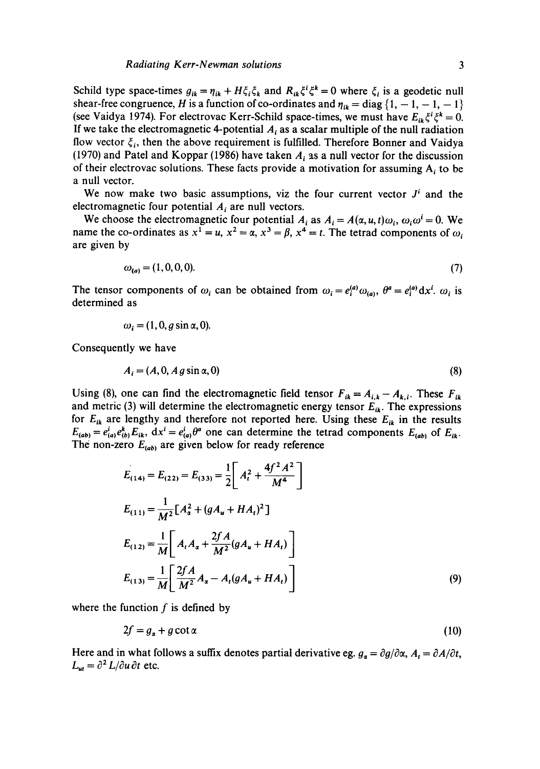Schild type space-times $g_{ik} = \eta_{ik} + H\xi_i\xi_k$ and $R_{ik}\xi^i\xi^k = 0$ where $\xi_i$ is a geodetic null shear-free congruence, $H$ is a function of co-ordinates and $\eta_{ik} = \text{diag}\{1, -1, -1, -1\}$ (see Vaidya 1974). For electrovac Kerr-Schild space-times, we must have $E_{ik}\xi^i\xi^k = 0$. If we take the electromagnetic 4-potential $A_i$ as a scalar multiple of the null radiation flow vector $\xi_i$, then the above requirement is fulfilled. Therefore Bonner and Vaidya (1970) and Patel and Koppar (1986) have taken $A_i$ as a null vector for the discussion of their electrovac solutions. These facts provide a motivation for assuming $A_i$ to be a null vector.

We now make two basic assumptions, viz the four current vector $J^i$ and the electromagnetic four potential $A_i$ are null vectors.

We choose the electromagnetic four potential $A_i$ as $A_i = A(\alpha, u, t)\omega_i$, $\omega_i\omega^i = 0$. We name the co-ordinates as $x^1 = u$, $x^2 = \alpha$, $x^3 = \beta$, $x^4 = t$. The tetrad components of $\omega_i$ are given by

$$\omega_{(a)} = (1, 0, 0, 0). \tag{7}$$

The tensor components of $\omega_i$ can be obtained from $\omega_i = e_i^{(a)}\omega_{(a)}$, $\theta^a = e_i^{(a)}\mathrm{d}x^i$. $\omega_i$ is determined as

$$\omega_i = (1, 0, g\sin\alpha, 0).$$

Consequently we have

$$A_i = (A, 0, A\,g\sin\alpha, 0) \tag{8}$$

Using (8), one can find the electromagnetic field tensor $F_{ik} = A_{i,k} - A_{k,i}$. These $F_{ik}$ and metric (3) will determine the electromagnetic energy tensor $E_{ik}$. The expressions for $E_{ik}$ are lengthy and therefore not reported here. Using these $E_{ik}$ in the results $E_{(ab)} = e^i_{(a)}e^k_{(b)}E_{ik}$, $\mathrm{d}x^i = e^i_{(a)}\theta^a$ one can determine the tetrad components $E_{(ab)}$ of $E_{ik}$. The non-zero $E_{(ab)}$ are given below for ready reference

$$
\begin{aligned}
E_{(14)} &= E_{(22)} = E_{(33)} = \frac{1}{2}\left[A_t^2 + \frac{4f^2A^2}{M^4}\right] \\
E_{(11)} &= \frac{1}{M^2}\left[A_\alpha^2 + (gA_u + HA_t)^2\right] \\
E_{(12)} &= \frac{1}{M}\left[A_tA_\alpha + \frac{2fA}{M^2}(gA_u + HA_t)\right] \\
E_{(13)} &= \frac{1}{M}\left[\frac{2fA}{M^2}A_\alpha - A_t(gA_u + HA_t)\right]
\end{aligned} \tag{9}
$$

where the function $f$ is defined by

$$2f = g_\alpha + g\cot\alpha \tag{10}$$

Here and in what follows a suffix denotes partial derivative eg. $g_\alpha = \partial g/\partial\alpha$, $A_t = \partial A/\partial t$, $L_{ut} = \partial^2 L/\partial u\,\partial t$ etc.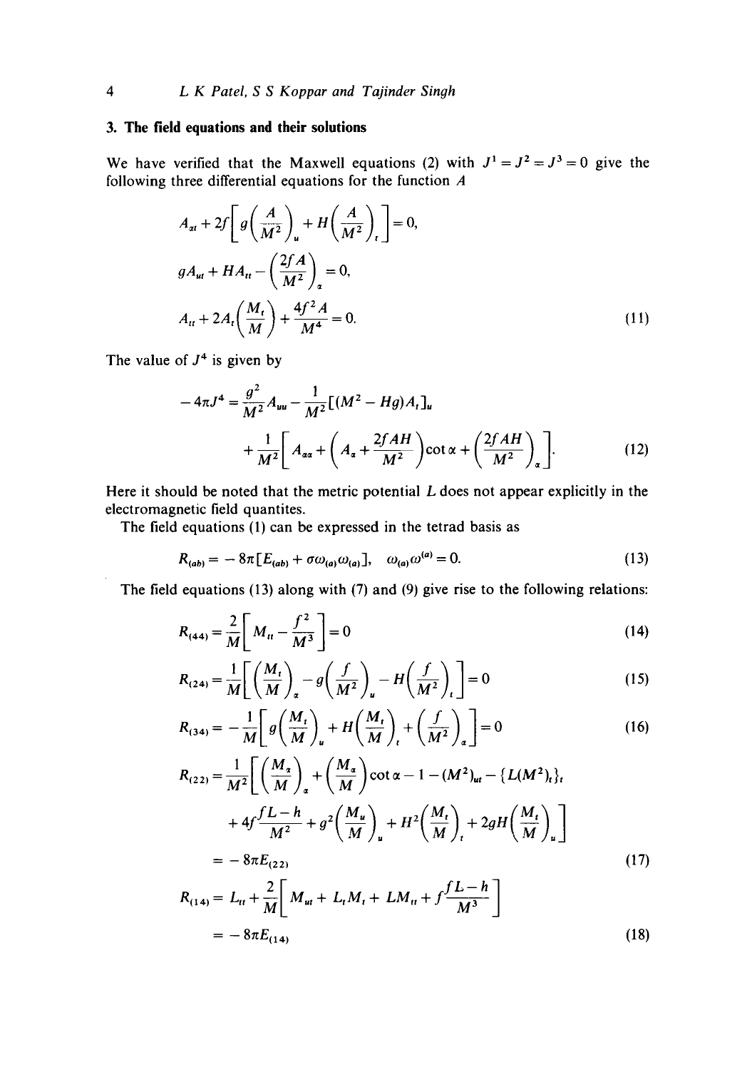## 3. The field equations and their solutions

We have verified that the Maxwell equations (2) with $J^1 = J^2 = J^3 = 0$ give the following three differential equations for the function $A$

$$
\begin{aligned}
&A_{\alpha t} + 2f\left[ g\left(\frac{A}{M^2}\right)_u + H\left(\frac{A}{M^2}\right)_t \right] = 0, \\
&gA_{ut} + HA_{tt} - \left(\frac{2fA}{M^2}\right)_\alpha = 0, \\
&A_{tt} + 2A_t\left(\frac{M_t}{M}\right) + \frac{4f^2 A}{M^4} = 0.
\end{aligned} \tag{11}
$$

The value of $J^4$ is given by

$$
\begin{aligned}
-4\pi J^4 = &\frac{g^2}{M^2} A_{uu} - \frac{1}{M^2}[(M^2 - Hg)A_t]_u \\
&+ \frac{1}{M^2}\left[ A_{\alpha\alpha} + \left(A_\alpha + \frac{2fAH}{M^2}\right)\cot\alpha + \left(\frac{2fAH}{M^2}\right)_\alpha \right].
\end{aligned} \tag{12}
$$

Here it should be noted that the metric potential $L$ does not appear explicitly in the electromagnetic field quantites.

The field equations (1) can be expressed in the tetrad basis as

$$
R_{(ab)} = -8\pi[E_{(ab)} + \sigma\omega_{(a)}\omega_{(a)}], \quad \omega_{(a)}\omega^{(a)} = 0. \tag{13}
$$

The field equations (13) along with (7) and (9) give rise to the following relations:

$$
R_{(44)} = \frac{2}{M}\left[ M_{tt} - \frac{f^2}{M^3} \right] = 0 \tag{14}
$$

$$
R_{(24)} = \frac{1}{M}\left[ \left(\frac{M_t}{M}\right)_\alpha - g\left(\frac{f}{M^2}\right)_u - H\left(\frac{f}{M^2}\right)_t \right] = 0 \tag{15}
$$

$$
R_{(34)} = -\frac{1}{M}\left[ g\left(\frac{M_t}{M}\right)_u + H\left(\frac{M_t}{M}\right)_t + \left(\frac{f}{M^2}\right)_\alpha \right] = 0 \tag{16}
$$

$$
\begin{aligned}
R_{(22)} = &\frac{1}{M^2}\Bigg[ \left(\frac{M_\alpha}{M}\right)_\alpha + \left(\frac{M_\alpha}{M}\right)\cot\alpha - 1 - (M^2)_{ut} - \{L(M^2)_t\}_t \\
&+ 4f\frac{fL - h}{M^2} + g^2\left(\frac{M_u}{M}\right)_u + H^2\left(\frac{M_t}{M}\right)_t + 2gH\left(\frac{M_t}{M}\right)_u \Bigg] \\
= &-8\pi E_{(22)}
\end{aligned} \tag{17}
$$

$$
\begin{aligned}
R_{(14)} = &L_{tt} + \frac{2}{M}\left[ M_{ut} + L_t M_t + LM_{tt} + f\frac{fL - h}{M^3} \right] \\
= &-8\pi E_{(14)}
\end{aligned} \tag{18}
$$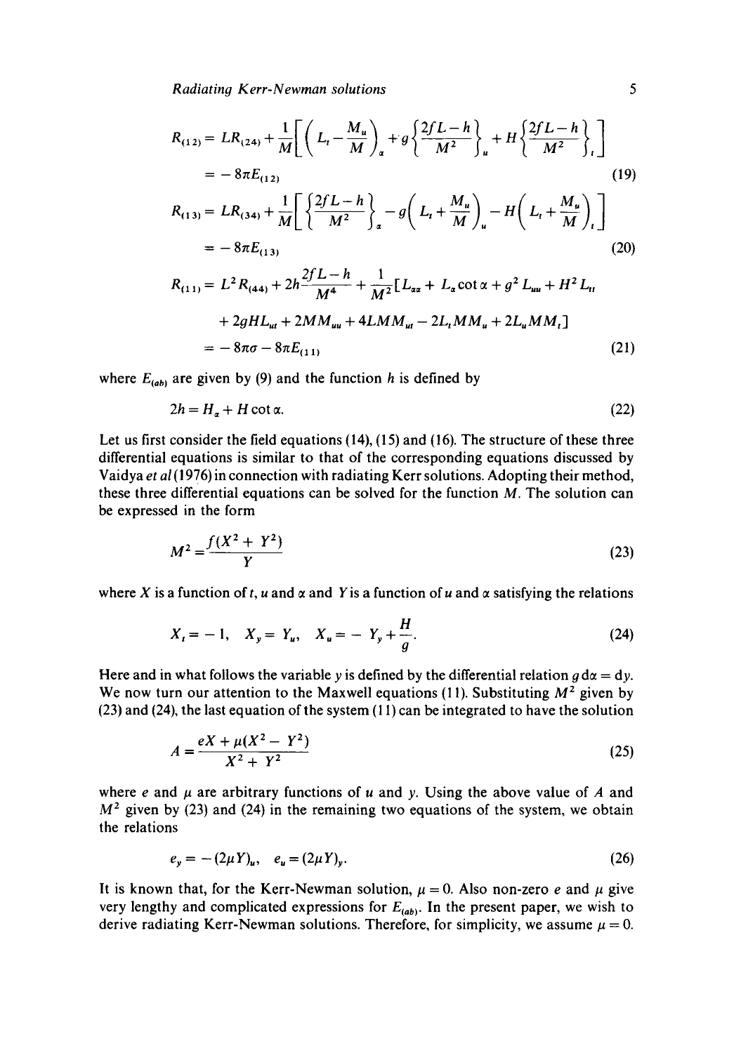$$R_{(12)} = LR_{(24)} + \frac{1}{M}\left[\left(L_t - \frac{M_u}{M}\right)_\alpha + g\left\{\frac{2fL-h}{M^2}\right\}_u + H\left\{\frac{2fL-h}{M^2}\right\}_t\right]$$

$$= -8\pi E_{(12)} \tag{19}$$

$$R_{(13)} = LR_{(34)} + \frac{1}{M}\left[\left\{\frac{2fL-h}{M^2}\right\}_\alpha - g\left(L_t + \frac{M_u}{M}\right)_u - H\left(L_t + \frac{M_u}{M}\right)_t\right]$$

$$= -8\pi E_{(13)} \tag{20}$$

$$R_{(11)} = L^2 R_{(44)} + 2h\frac{2fL-h}{M^4} + \frac{1}{M^2}[L_{\alpha\alpha} + L_\alpha \cot\alpha + g^2 L_{uu} + H^2 L_{tt}$$

$$+ 2gHL_{ut} + 2MM_{uu} + 4LMM_{ut} - 2L_t MM_u + 2L_u MM_t]$$

$$= -8\pi\sigma - 8\pi E_{(11)} \tag{21}$$

where $E_{(ab)}$ are given by (9) and the function $h$ is defined by

$$2h = H_\alpha + H\cot\alpha. \tag{22}$$

Let us first consider the field equations (14), (15) and (16). The structure of these three differential equations is similar to that of the corresponding equations discussed by Vaidya *et al* (1976) in connection with radiating Kerr solutions. Adopting their method, these three differential equations can be solved for the function $M$. The solution can be expressed in the form

$$M^2 = \frac{f(X^2 + Y^2)}{Y} \tag{23}$$

where $X$ is a function of $t$, $u$ and $\alpha$ and $Y$ is a function of $u$ and $\alpha$ satisfying the relations

$$X_t = -1, \quad X_y = Y_u, \quad X_u = -Y_y + \frac{H}{g}. \tag{24}$$

Here and in what follows the variable $y$ is defined by the differential relation $g\,d\alpha = dy$. We now turn our attention to the Maxwell equations (11). Substituting $M^2$ given by (23) and (24), the last equation of the system (11) can be integrated to have the solution

$$A = \frac{eX + \mu(X^2 - Y^2)}{X^2 + Y^2} \tag{25}$$

where $e$ and $\mu$ are arbitrary functions of $u$ and $y$. Using the above value of $A$ and $M^2$ given by (23) and (24) in the remaining two equations of the system, we obtain the relations

$$e_y = -(2\mu Y)_u, \quad e_u = (2\mu Y)_y. \tag{26}$$

It is known that, for the Kerr-Newman solution, $\mu = 0$. Also non-zero $e$ and $\mu$ give very lengthy and complicated expressions for $E_{(ab)}$. In the present paper, we wish to derive radiating Kerr-Newman solutions. Therefore, for simplicity, we assume $\mu = 0$.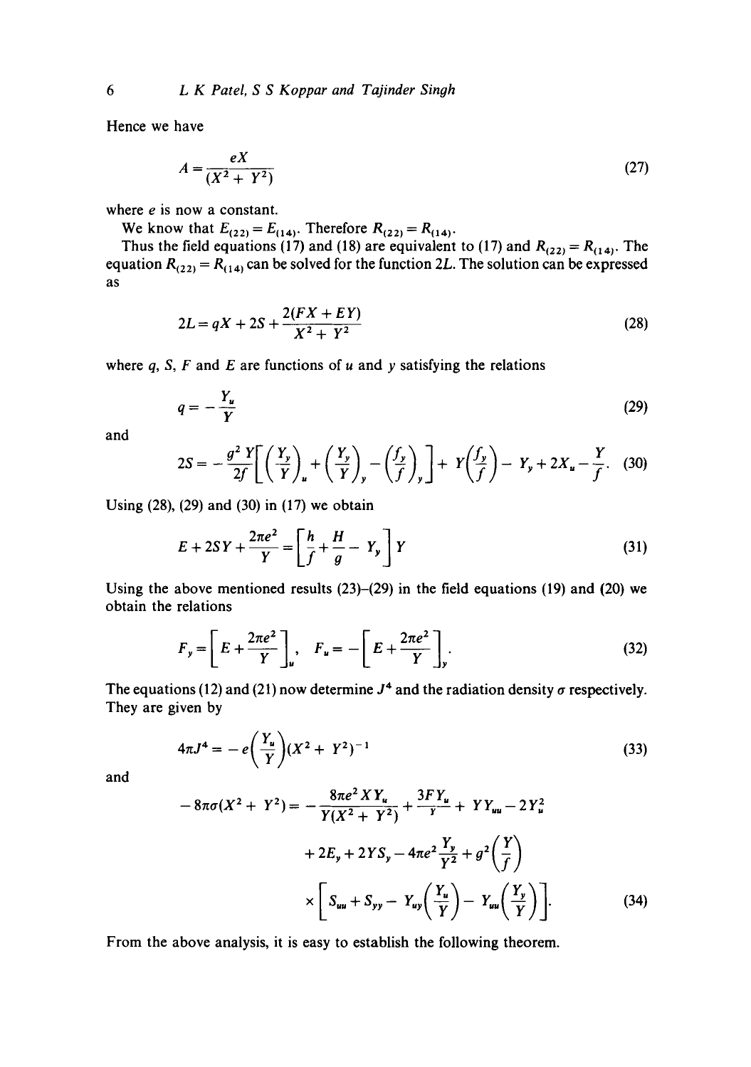Hence we have

$$A = \frac{eX}{(X^2 + Y^2)} \tag{27}$$

where $e$ is now a constant.

We know that $E_{(22)} = E_{(14)}$. Therefore $R_{(22)} = R_{(14)}$.

Thus the field equations (17) and (18) are equivalent to (17) and $R_{(22)} = R_{(14)}$. The equation $R_{(22)} = R_{(14)}$ can be solved for the function $2L$. The solution can be expressed as

$$2L = qX + 2S + \frac{2(FX + EY)}{X^2 + Y^2} \tag{28}$$

where $q$, $S$, $F$ and $E$ are functions of $u$ and $y$ satisfying the relations

$$q = -\frac{Y_u}{Y} \tag{29}$$

and

$$2S = -\frac{g^2 Y}{2f}\left[\left(\frac{Y_y}{Y}\right)_u + \left(\frac{Y_y}{Y}\right)_y - \left(\frac{f_y}{f}\right)_y\right] + Y\left(\frac{f_y}{f}\right) - Y_y + 2X_u - \frac{Y}{f}. \tag{30}$$

Using (28), (29) and (30) in (17) we obtain

$$E + 2SY + \frac{2\pi e^2}{Y} = \left[\frac{h}{f} + \frac{H}{g} - Y_y\right] Y \tag{31}$$

Using the above mentioned results (23)–(29) in the field equations (19) and (20) we obtain the relations

$$F_y = \left[E + \frac{2\pi e^2}{Y}\right]_u, \quad F_u = -\left[E + \frac{2\pi e^2}{Y}\right]_y. \tag{32}$$

The equations (12) and (21) now determine $J^4$ and the radiation density $\sigma$ respectively. They are given by

$$4\pi J^4 = -e\left(\frac{Y_u}{Y}\right)(X^2 + Y^2)^{-1} \tag{33}$$

and

$$\begin{aligned} -8\pi\sigma(X^2 + Y^2) = &-\frac{8\pi e^2 X Y_u}{Y(X^2 + Y^2)} + \frac{3FY_u}{Y} + YY_{uu} - 2Y_u^2 \\ &+ 2E_y + 2YS_y - 4\pi e^2 \frac{Y_y}{Y^2} + g^2\left(\frac{Y}{f}\right) \\ &\times \left[S_{uu} + S_{yy} - Y_{uy}\left(\frac{Y_u}{Y}\right) - Y_{uu}\left(\frac{Y_y}{Y}\right)\right]. \end{aligned} \tag{34}$$

From the above analysis, it is easy to establish the following theorem.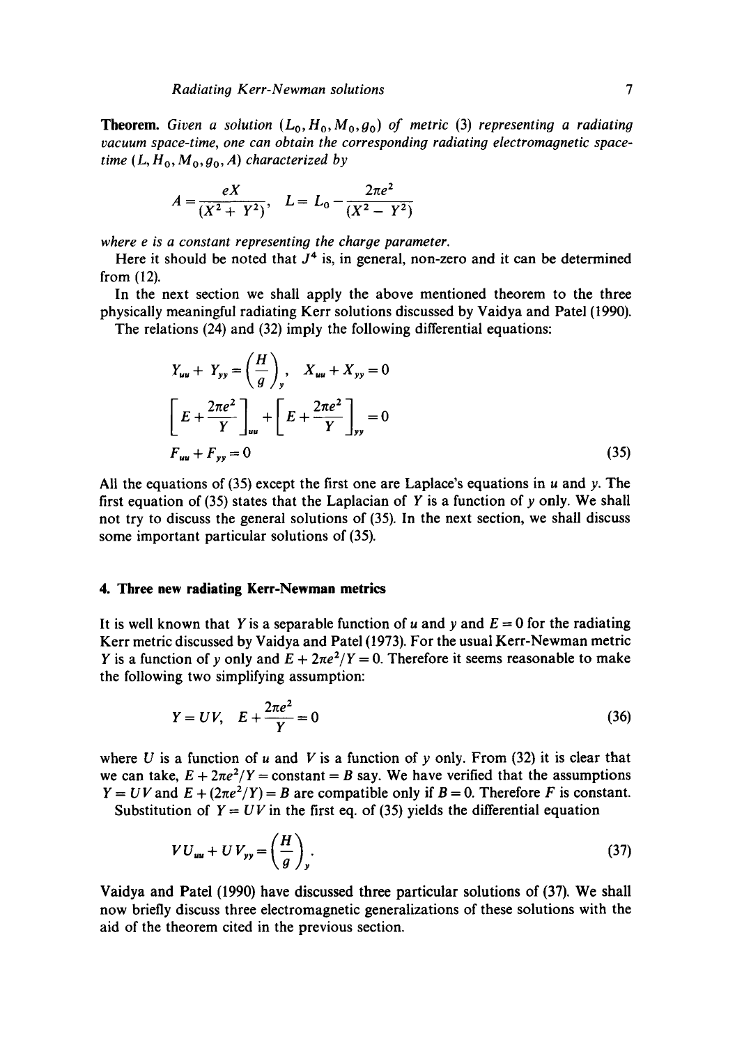**Theorem.** *Given a solution* $(L_0, H_0, M_0, g_0)$ *of metric* (3) *representing a radiating vacuum space-time, one can obtain the corresponding radiating electromagnetic space-time* $(L, H_0, M_0, g_0, A)$ *characterized by*

$$A = \frac{eX}{(X^2 + Y^2)}, \quad L = L_0 - \frac{2\pi e^2}{(X^2 - Y^2)}$$

*where e is a constant representing the charge parameter.*

Here it should be noted that $J^4$ is, in general, non-zero and it can be determined from (12).

In the next section we shall apply the above mentioned theorem to the three physically meaningful radiating Kerr solutions discussed by Vaidya and Patel (1990).

The relations (24) and (32) imply the following differential equations:

$$\begin{aligned}
&Y_{uu} + Y_{yy} = \left(\frac{H}{g}\right)_y, \quad X_{uu} + X_{yy} = 0 \\
&\left[E + \frac{2\pi e^2}{Y}\right]_{uu} + \left[E + \frac{2\pi e^2}{Y}\right]_{yy} = 0 \\
&F_{uu} + F_{yy} = 0
\end{aligned} \tag{35}$$

All the equations of (35) except the first one are Laplace's equations in $u$ and $y$. The first equation of (35) states that the Laplacian of $Y$ is a function of $y$ only. We shall not try to discuss the general solutions of (35). In the next section, we shall discuss some important particular solutions of (35).

## 4. Three new radiating Kerr-Newman metrics

It is well known that $Y$ is a separable function of $u$ and $y$ and $E = 0$ for the radiating Kerr metric discussed by Vaidya and Patel (1973). For the usual Kerr-Newman metric $Y$ is a function of $y$ only and $E + 2\pi e^2/Y = 0$. Therefore it seems reasonable to make the following two simplifying assumption:

$$Y = UV, \quad E + \frac{2\pi e^2}{Y} = 0 \tag{36}$$

where $U$ is a function of $u$ and $V$ is a function of $y$ only. From (32) it is clear that we can take, $E + 2\pi e^2/Y = \text{constant} = B$ say. We have verified that the assumptions $Y = UV$ and $E + (2\pi e^2/Y) = B$ are compatible only if $B = 0$. Therefore $F$ is constant.

Substitution of $Y = UV$ in the first eq. of (35) yields the differential equation

$$VU_{uu} + UV_{yy} = \left(\frac{H}{g}\right)_y. \tag{37}$$

Vaidya and Patel (1990) have discussed three particular solutions of (37). We shall now briefly discuss three electromagnetic generalizations of these solutions with the aid of the theorem cited in the previous section.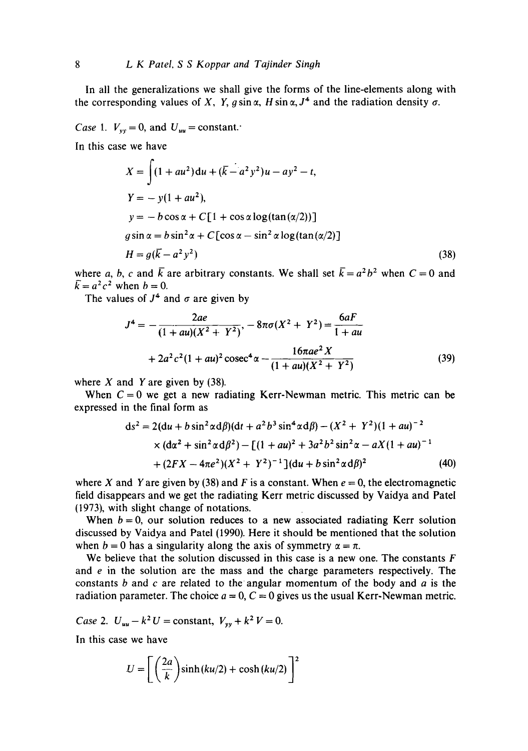In all the generalizations we shall give the forms of the line-elements along with the corresponding values of $X$, $Y$, $g\sin\alpha$, $H\sin\alpha$, $J^4$ and the radiation density $\sigma$.

*Case* 1. $V_{yy}=0$, and $U_{uu}=\text{constant}$.

In this case we have

$$
\begin{aligned}
X &= \int (1+au^2)\mathrm{d}u + (\bar{k}-a^2y^2)u - ay^2 - t,\\
Y &= -y(1+au^2),\\
y &= -b\cos\alpha + C[1+\cos\alpha\log(\tan(\alpha/2))]\\
g\sin\alpha &= b\sin^2\alpha + C[\cos\alpha - \sin^2\alpha\log(\tan(\alpha/2)]\\
H &= g(\bar{k}-a^2y^2)
\end{aligned}
\tag{38}
$$

where $a$, $b$, $c$ and $\bar{k}$ are arbitrary constants. We shall set $\bar{k}=a^2b^2$ when $C=0$ and $\bar{k}=a^2c^2$ when $b=0$.

The values of $J^4$ and $\sigma$ are given by

$$
\begin{aligned}
J^4 &= -\frac{2ae}{(1+au)(X^2+Y^2)},\quad -8\pi\sigma(X^2+Y^2)=\frac{6aF}{1+au}\\
&\quad + 2a^2c^2(1+au)^2\operatorname{cosec}^4\alpha - \frac{16\pi ae^2X}{(1+au)(X^2+Y^2)}
\end{aligned}
\tag{39}
$$

where $X$ and $Y$ are given by (38).

When $C=0$ we get a new radiating Kerr-Newman metric. This metric can be expressed in the final form as

$$
\begin{aligned}
\mathrm{d}s^2 &= 2(\mathrm{d}u + b\sin^2\alpha\mathrm{d}\beta)(\mathrm{d}t + a^2b^3\sin^4\alpha\mathrm{d}\beta) - (X^2+Y^2)(1+au)^{-2}\\
&\quad\times(\mathrm{d}\alpha^2+\sin^2\alpha\mathrm{d}\beta^2) - [(1+au)^2 + 3a^2b^2\sin^2\alpha - aX(1+au)^{-1}\\
&\quad + (2FX-4\pi e^2)(X^2+Y^2)^{-1}](\mathrm{d}u + b\sin^2\alpha\mathrm{d}\beta)^2
\end{aligned}
\tag{40}
$$

where $X$ and $Y$ are given by (38) and $F$ is a constant. When $e=0$, the electromagnetic field disappears and we get the radiating Kerr metric discussed by Vaidya and Patel (1973), with slight change of notations.

When $b=0$, our solution reduces to a new associated radiating Kerr solution discussed by Vaidya and Patel (1990). Here it should be mentioned that the solution when $b=0$ has a singularity along the axis of symmetry $\alpha=\pi$.

We believe that the solution discussed in this case is a new one. The constants $F$ and $e$ in the solution are the mass and the charge parameters respectively. The constants $b$ and $c$ are related to the angular momentum of the body and $a$ is the radiation parameter. The choice $a=0$, $C=0$ gives us the usual Kerr-Newman metric.

*Case* 2. $U_{uu}-k^2U=\text{constant}$, $V_{yy}+k^2V=0$.

In this case we have

$$
U=\left[\left(\frac{2a}{k}\right)\sinh(ku/2)+\cosh(ku/2)\right]^2
$$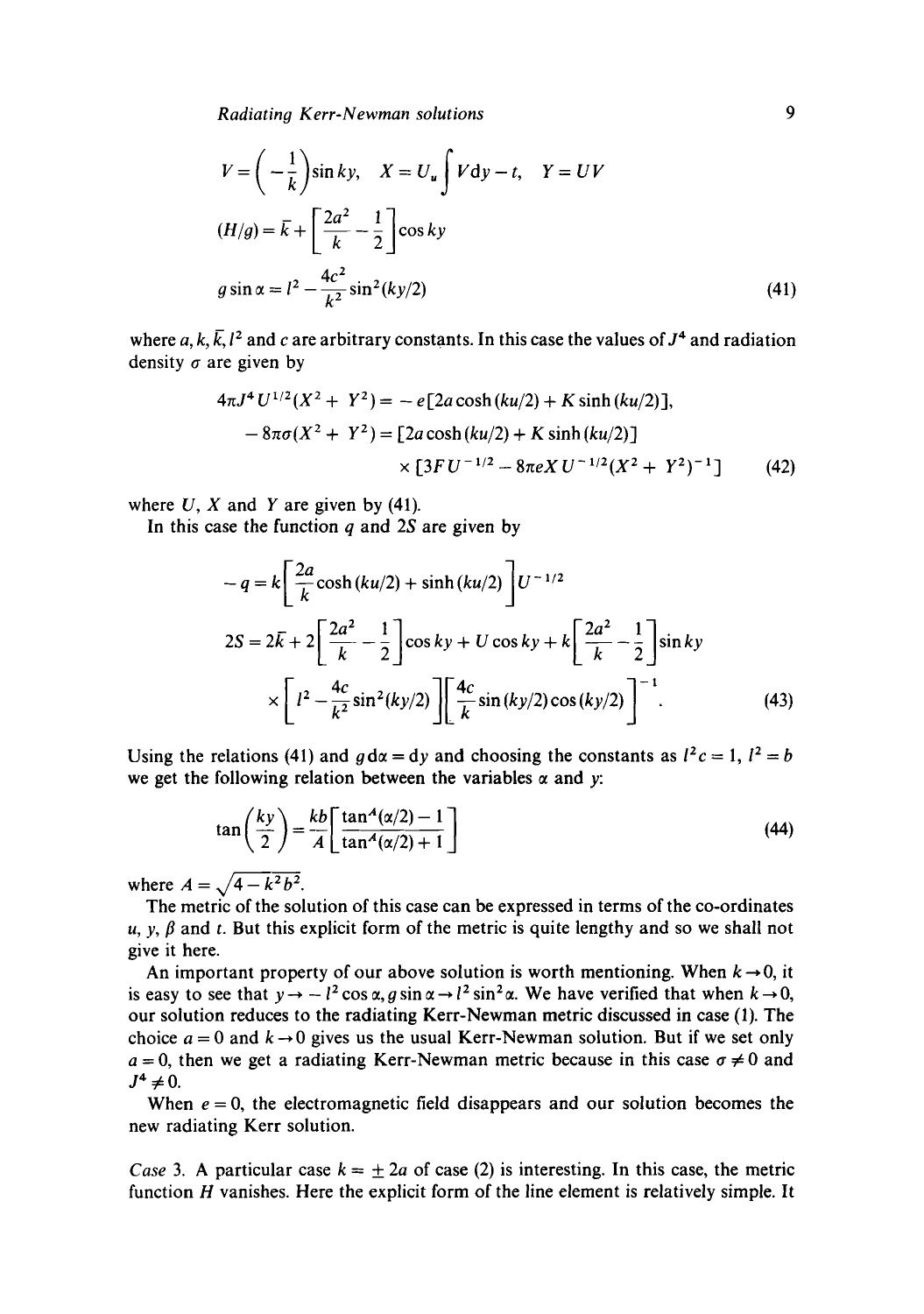$$V = \left(-\frac{1}{k}\right)\sin ky, \quad X = U_u \int V \mathrm{d}y - t, \quad Y = UV$$

$$(H/g) = \bar{k} + \left[\frac{2a^2}{k} - \frac{1}{2}\right]\cos ky$$

$$g \sin\alpha = l^2 - \frac{4c^2}{k^2}\sin^2(ky/2) \tag{41}$$

where $a, k, \bar{k}, l^2$ and $c$ are arbitrary constants. In this case the values of $J^4$ and radiation density $\sigma$ are given by

$$4\pi J^4 U^{1/2}(X^2 + Y^2) = -e[2a\cosh(ku/2) + K\sinh(ku/2)],$$

$$-8\pi\sigma(X^2 + Y^2) = [2a\cosh(ku/2) + K\sinh(ku/2)] \times [3FU^{-1/2} - 8\pi eXU^{-1/2}(X^2 + Y^2)^{-1}] \tag{42}$$

where $U$, $X$ and $Y$ are given by (41).

In this case the function $q$ and $2S$ are given by

$$-q = k\left[\frac{2a}{k}\cosh(ku/2) + \sinh(ku/2)\right]U^{-1/2}$$

$$2S = 2\bar{k} + 2\left[\frac{2a^2}{k} - \frac{1}{2}\right]\cos ky + U\cos ky + k\left[\frac{2a^2}{k} - \frac{1}{2}\right]\sin ky \times \left[l^2 - \frac{4c}{k^2}\sin^2(ky/2)\right]\left[\frac{4c}{k}\sin(ky/2)\cos(ky/2)\right]^{-1}. \tag{43}$$

Using the relations (41) and $g\,\mathrm{d}\alpha = \mathrm{d}y$ and choosing the constants as $l^2 c = 1$, $l^2 = b$ we get the following relation between the variables $\alpha$ and $y$:

$$\tan\left(\frac{ky}{2}\right) = \frac{kb}{A}\left[\frac{\tan^A(\alpha/2) - 1}{\tan^A(\alpha/2) + 1}\right] \tag{44}$$

where $A = \sqrt{4 - k^2 b^2}$.

The metric of the solution of this case can be expressed in terms of the co-ordinates $u$, $y$, $\beta$ and $t$. But this explicit form of the metric is quite lengthy and so we shall not give it here.

An important property of our above solution is worth mentioning. When $k \to 0$, it is easy to see that $y \to -l^2\cos\alpha, g\sin\alpha \to l^2\sin^2\alpha$. We have verified that when $k \to 0$, our solution reduces to the radiating Kerr-Newman metric discussed in case (1). The choice $a = 0$ and $k \to 0$ gives us the usual Kerr-Newman solution. But if we set only $a = 0$, then we get a radiating Kerr-Newman metric because in this case $\sigma \neq 0$ and $J^4 \neq 0$.

When $e = 0$, the electromagnetic field disappears and our solution becomes the new radiating Kerr solution.

*Case* 3. A particular case $k = \pm 2a$ of case (2) is interesting. In this case, the metric function $H$ vanishes. Here the explicit form of the line element is relatively simple. It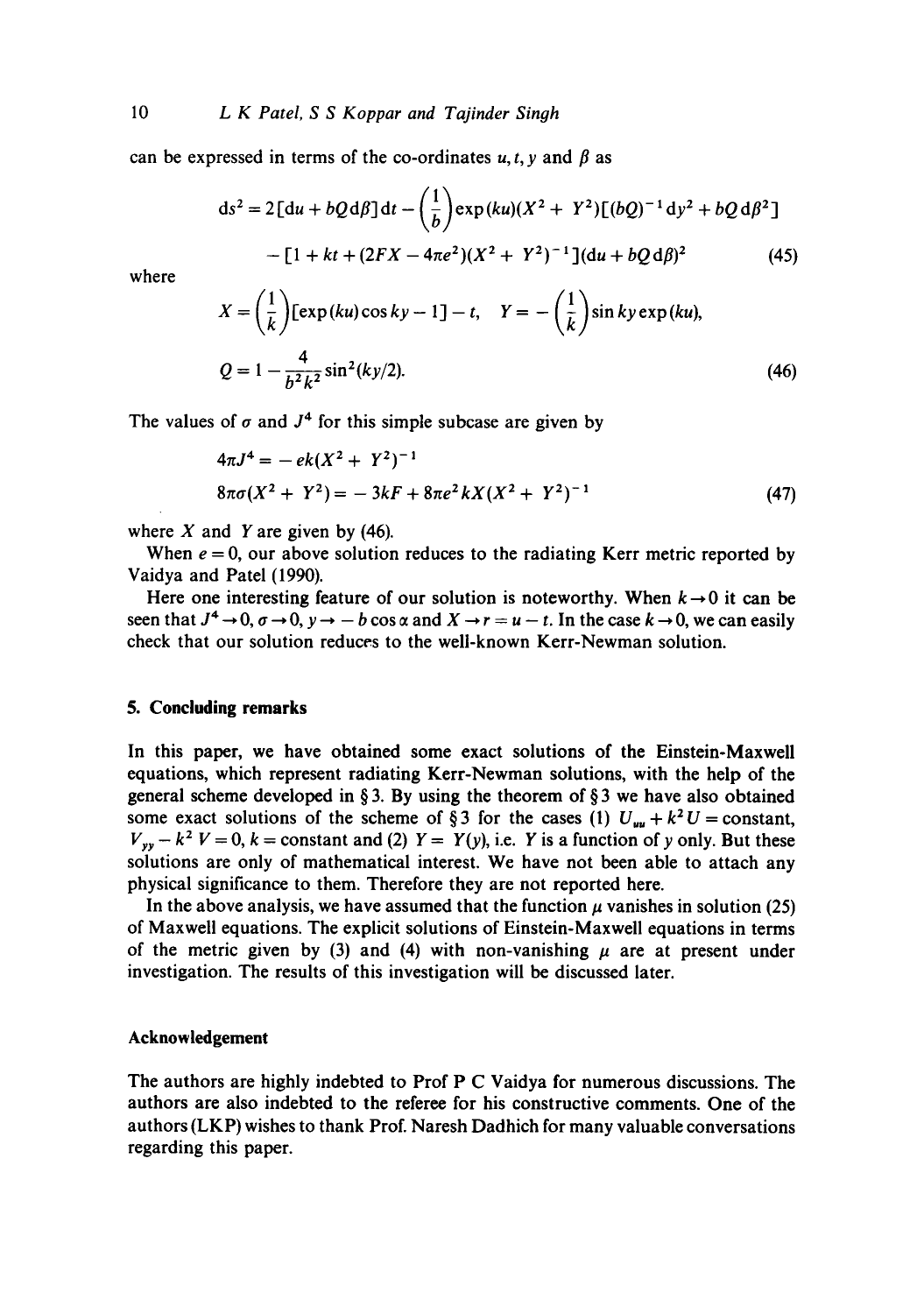can be expressed in terms of the co-ordinates $u, t, y$ and $\beta$ as

$$ds^2 = 2[du + bQ\,d\beta]\,dt - \left(\frac{1}{b}\right)\exp(ku)(X^2 + Y^2)[(bQ)^{-1}dy^2 + bQ\,d\beta^2]$$

$$- [1 + kt + (2FX - 4\pi e^2)(X^2 + Y^2)^{-1}](du + bQ\,d\beta)^2 \tag{45}$$

where

$$X = \left(\frac{1}{k}\right)[\exp(ku)\cos ky - 1] - t, \quad Y = -\left(\frac{1}{k}\right)\sin ky \exp(ku),$$

$$Q = 1 - \frac{4}{b^2k^2}\sin^2(ky/2). \tag{46}$$

The values of $\sigma$ and $J^4$ for this simple subcase are given by

$$4\pi J^4 = -ek(X^2 + Y^2)^{-1}$$

$$8\pi\sigma(X^2 + Y^2) = -3kF + 8\pi e^2 kX(X^2 + Y^2)^{-1} \tag{47}$$

where $X$ and $Y$ are given by (46).

When $e = 0$, our above solution reduces to the radiating Kerr metric reported by Vaidya and Patel (1990).

Here one interesting feature of our solution is noteworthy. When $k \to 0$ it can be seen that $J^4 \to 0$, $\sigma \to 0$, $y \to -b\cos\alpha$ and $X \to r = u - t$. In the case $k \to 0$, we can easily check that our solution reduces to the well-known Kerr-Newman solution.

## 5. Concluding remarks

In this paper, we have obtained some exact solutions of the Einstein-Maxwell equations, which represent radiating Kerr-Newman solutions, with the help of the general scheme developed in § 3. By using the theorem of § 3 we have also obtained some exact solutions of the scheme of § 3 for the cases (1) $U_{uu} + k^2 U = \text{constant}$, $V_{yy} - k^2 V = 0$, $k = \text{constant}$ and (2) $Y = Y(y)$, i.e. $Y$ is a function of $y$ only. But these solutions are only of mathematical interest. We have not been able to attach any physical significance to them. Therefore they are not reported here.

In the above analysis, we have assumed that the function $\mu$ vanishes in solution (25) of Maxwell equations. The explicit solutions of Einstein-Maxwell equations in terms of the metric given by (3) and (4) with non-vanishing $\mu$ are at present under investigation. The results of this investigation will be discussed later.

### Acknowledgement

The authors are highly indebted to Prof P C Vaidya for numerous discussions. The authors are also indebted to the referee for his constructive comments. One of the authors (LKP) wishes to thank Prof. Naresh Dadhich for many valuable conversations regarding this paper.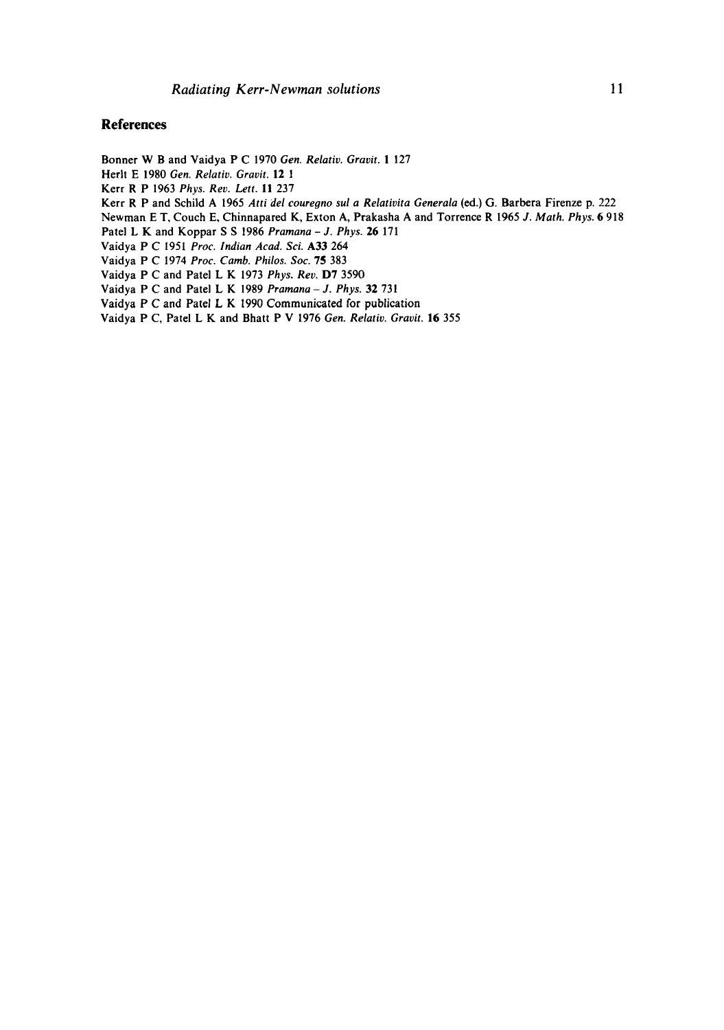## References

Bonner W B and Vaidya P C 1970 *Gen. Relativ. Gravit.* **1** 127

Herlt E 1980 *Gen. Relativ. Gravit.* **12** 1

Kerr R P 1963 *Phys. Rev. Lett.* **11** 237

Kerr R P and Schild A 1965 *Atti del couregno sul a Relativita Generala* (ed.) G. Barbera Firenze p. 222

Newman E T, Couch E, Chinnapared K, Exton A, Prakasha A and Torrence R 1965 *J. Math. Phys.* **6** 918

Patel L K and Koppar S S 1986 *Pramana – J. Phys.* **26** 171

Vaidya P C 1951 *Proc. Indian Acad. Sci.* **A33** 264

Vaidya P C 1974 *Proc. Camb. Philos. Soc.* **75** 383

Vaidya P C and Patel L K 1973 *Phys. Rev.* **D7** 3590

Vaidya P C and Patel L K 1989 *Pramana – J. Phys.* **32** 731

Vaidya P C and Patel L K 1990 Communicated for publication

Vaidya P C, Patel L K and Bhatt P V 1976 *Gen. Relativ. Gravit.* **16** 355